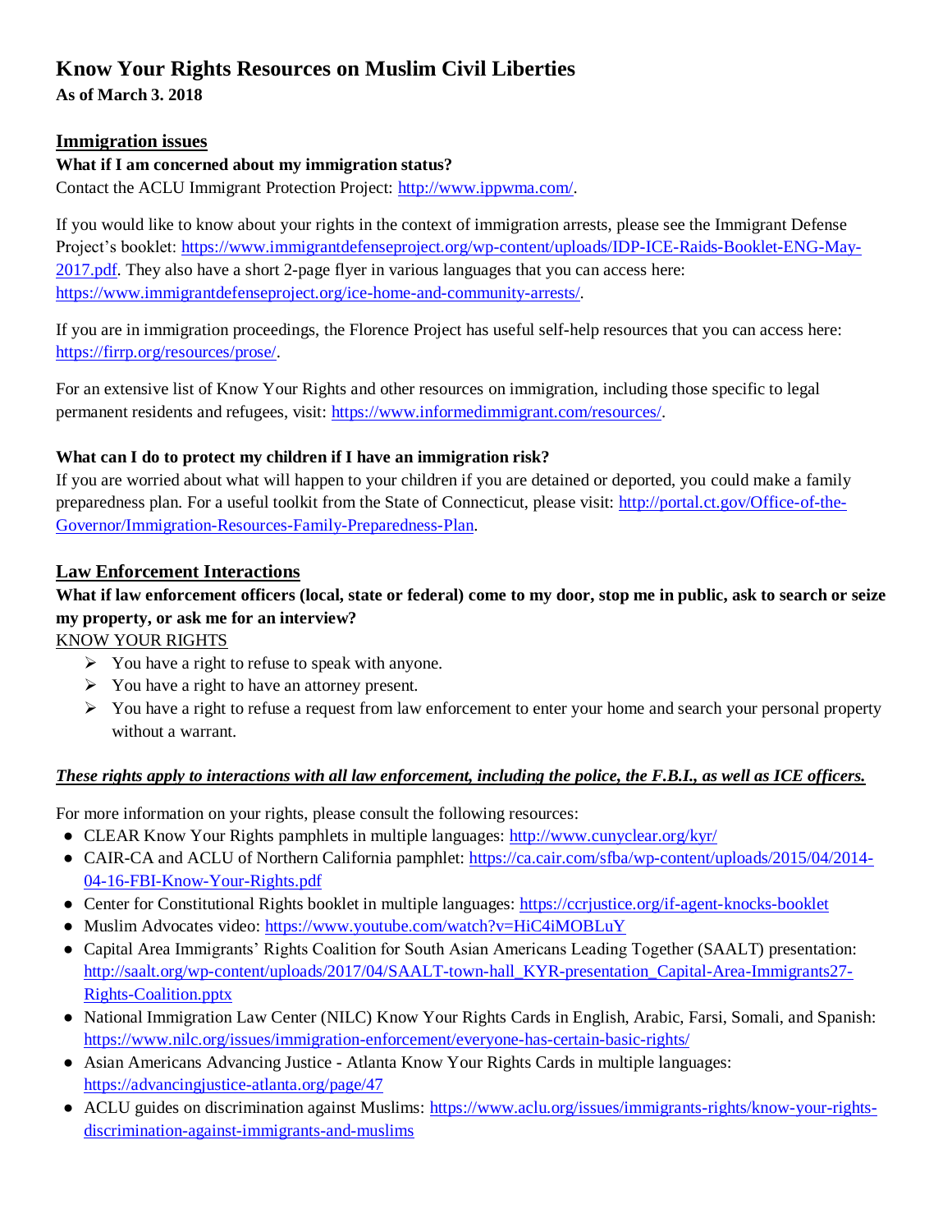# Know Your Rights Resources on Muslim Civil Liberties

**As of March 3. 2018**

## Immigration issues

**What if I am concerned about my immigration status?**

Contact the ACLU Immigrant Protection Project: http://www.ippwma.com/.

If you would like to know about your rights in the context of immigration arrests, please see the Immigrant Defense Project's booklet: https://www.immigrantdefenseproject.org/wp-content/uploads/IDP-ICE-Raids-Booklet-ENG-May-2017.pdf. They also have a short 2-page flyer in various languages that you can access here: https://www.immigrantdefenseproject.org/ice-home-and-community-arrests/.

If you are in immigration proceedings, the Florence Project has useful self-help resources that you can access here: https://firrp.org/resources/prose/.

For an extensive list of Know Your Rights and other resources on immigration, including those specific to legal permanent residents and refugees, visit: https://www.informedimmigrant.com/resources/.

**What can I do to protect my children if I have an immigration risk?**

If you are worried about what will happen to your children if you are detained or deported, you could make a family preparedness plan. For a useful toolkit from the State of Connecticut, please visit: http://portal.ct.gov/Office-of-the-Governor/Immigration-Resources-Family-Preparedness-Plan.

## Law Enforcement Interactions

**What if law enforcement officers (local, state or federal) come to my door, stop me in public, ask to search or seize my property, or ask me for an interview?**

KNOW YOUR RIGHTS

- You have a right to refuse to speak with anyone.
- You have a right to have an attorney present.
- You have a right to refuse a request from law enforcement to enter your home and search your personal property without a warrant.

***These rights apply to interactions with all law enforcement, including the police, the F.B.I., as well as ICE officers.***

For more information on your rights, please consult the following resources:

- CLEAR Know Your Rights pamphlets in multiple languages: http://www.cunyclear.org/kyr/
- CAIR-CA and ACLU of Northern California pamphlet: https://ca.cair.com/sfba/wp-content/uploads/2015/04/2014-04-16-FBI-Know-Your-Rights.pdf
- Center for Constitutional Rights booklet in multiple languages: https://ccrjustice.org/if-agent-knocks-booklet
- Muslim Advocates video: https://www.youtube.com/watch?v=HiC4iMOBLuY
- Capital Area Immigrants' Rights Coalition for South Asian Americans Leading Together (SAALT) presentation: http://saalt.org/wp-content/uploads/2017/04/SAALT-town-hall_KYR-presentation_Capital-Area-Immigrants27-Rights-Coalition.pptx
- National Immigration Law Center (NILC) Know Your Rights Cards in English, Arabic, Farsi, Somali, and Spanish: https://www.nilc.org/issues/immigration-enforcement/everyone-has-certain-basic-rights/
- Asian Americans Advancing Justice - Atlanta Know Your Rights Cards in multiple languages: https://advancingjustice-atlanta.org/page/47
- ACLU guides on discrimination against Muslims: https://www.aclu.org/issues/immigrants-rights/know-your-rights-discrimination-against-immigrants-and-muslims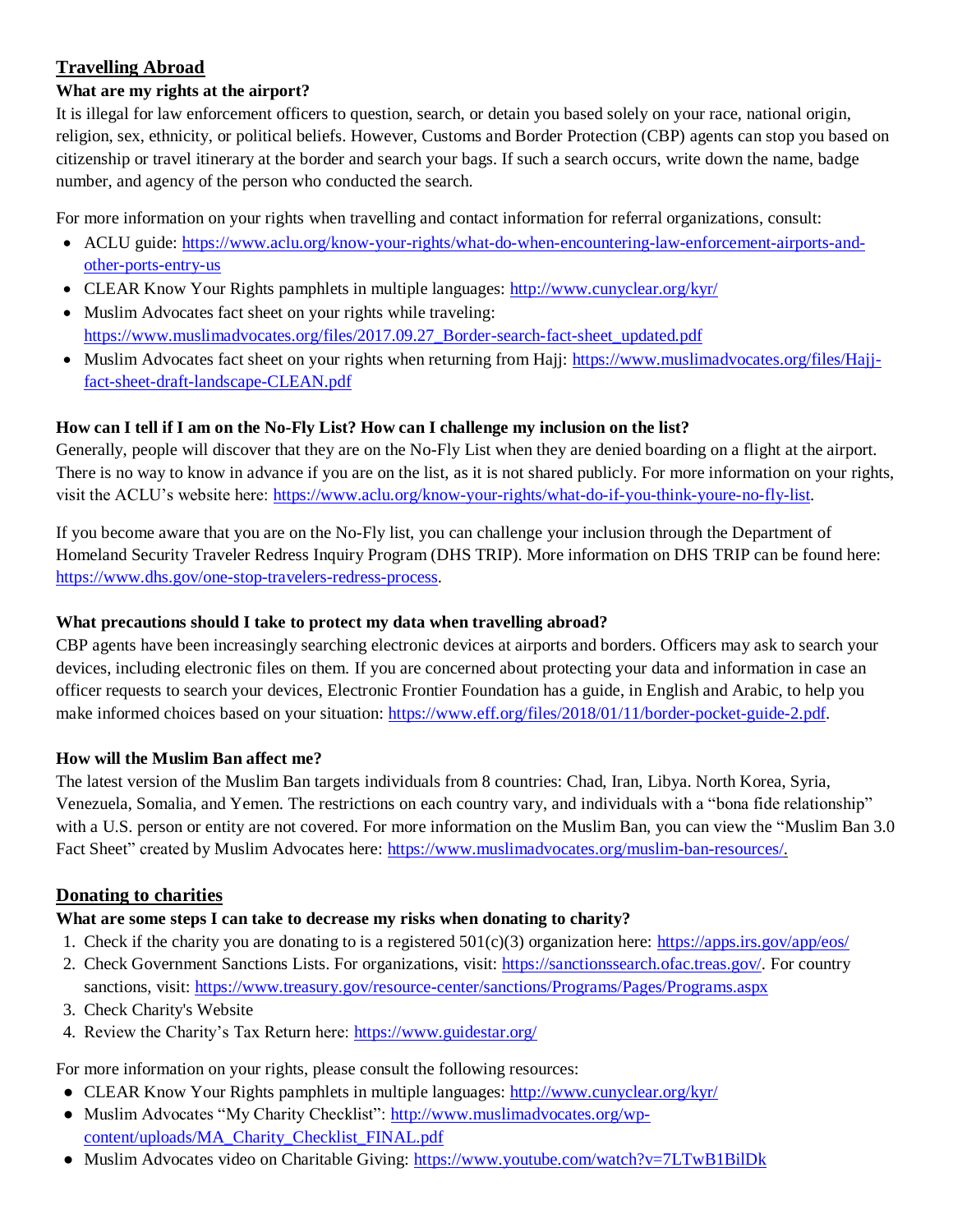## Travelling Abroad

**What are my rights at the airport?**

It is illegal for law enforcement officers to question, search, or detain you based solely on your race, national origin, religion, sex, ethnicity, or political beliefs. However, Customs and Border Protection (CBP) agents can stop you based on citizenship or travel itinerary at the border and search your bags. If such a search occurs, write down the name, badge number, and agency of the person who conducted the search.

For more information on your rights when travelling and contact information for referral organizations, consult:

- ACLU guide: https://www.aclu.org/know-your-rights/what-do-when-encountering-law-enforcement-airports-and-other-ports-entry-us
- CLEAR Know Your Rights pamphlets in multiple languages: http://www.cunyclear.org/kyr/
- Muslim Advocates fact sheet on your rights while traveling: https://www.muslimadvocates.org/files/2017.09.27_Border-search-fact-sheet_updated.pdf
- Muslim Advocates fact sheet on your rights when returning from Hajj: https://www.muslimadvocates.org/files/Hajj-fact-sheet-draft-landscape-CLEAN.pdf

**How can I tell if I am on the No-Fly List? How can I challenge my inclusion on the list?**

Generally, people will discover that they are on the No-Fly List when they are denied boarding on a flight at the airport. There is no way to know in advance if you are on the list, as it is not shared publicly. For more information on your rights, visit the ACLU's website here: https://www.aclu.org/know-your-rights/what-do-if-you-think-youre-no-fly-list.

If you become aware that you are on the No-Fly list, you can challenge your inclusion through the Department of Homeland Security Traveler Redress Inquiry Program (DHS TRIP). More information on DHS TRIP can be found here: https://www.dhs.gov/one-stop-travelers-redress-process.

**What precautions should I take to protect my data when travelling abroad?**

CBP agents have been increasingly searching electronic devices at airports and borders. Officers may ask to search your devices, including electronic files on them. If you are concerned about protecting your data and information in case an officer requests to search your devices, Electronic Frontier Foundation has a guide, in English and Arabic, to help you make informed choices based on your situation: https://www.eff.org/files/2018/01/11/border-pocket-guide-2.pdf.

**How will the Muslim Ban affect me?**

The latest version of the Muslim Ban targets individuals from 8 countries: Chad, Iran, Libya. North Korea, Syria, Venezuela, Somalia, and Yemen. The restrictions on each country vary, and individuals with a "bona fide relationship" with a U.S. person or entity are not covered. For more information on the Muslim Ban, you can view the "Muslim Ban 3.0 Fact Sheet" created by Muslim Advocates here: https://www.muslimadvocates.org/muslim-ban-resources/.

## Donating to charities

**What are some steps I can take to decrease my risks when donating to charity?**

1. Check if the charity you are donating to is a registered 501(c)(3) organization here: https://apps.irs.gov/app/eos/
2. Check Government Sanctions Lists. For organizations, visit: https://sanctionssearch.ofac.treas.gov/. For country sanctions, visit: https://www.treasury.gov/resource-center/sanctions/Programs/Pages/Programs.aspx
3. Check Charity's Website
4. Review the Charity's Tax Return here: https://www.guidestar.org/

For more information on your rights, please consult the following resources:

- CLEAR Know Your Rights pamphlets in multiple languages: http://www.cunyclear.org/kyr/
- Muslim Advocates "My Charity Checklist": http://www.muslimadvocates.org/wp-content/uploads/MA_Charity_Checklist_FINAL.pdf
- Muslim Advocates video on Charitable Giving: https://www.youtube.com/watch?v=7LTwB1BilDk